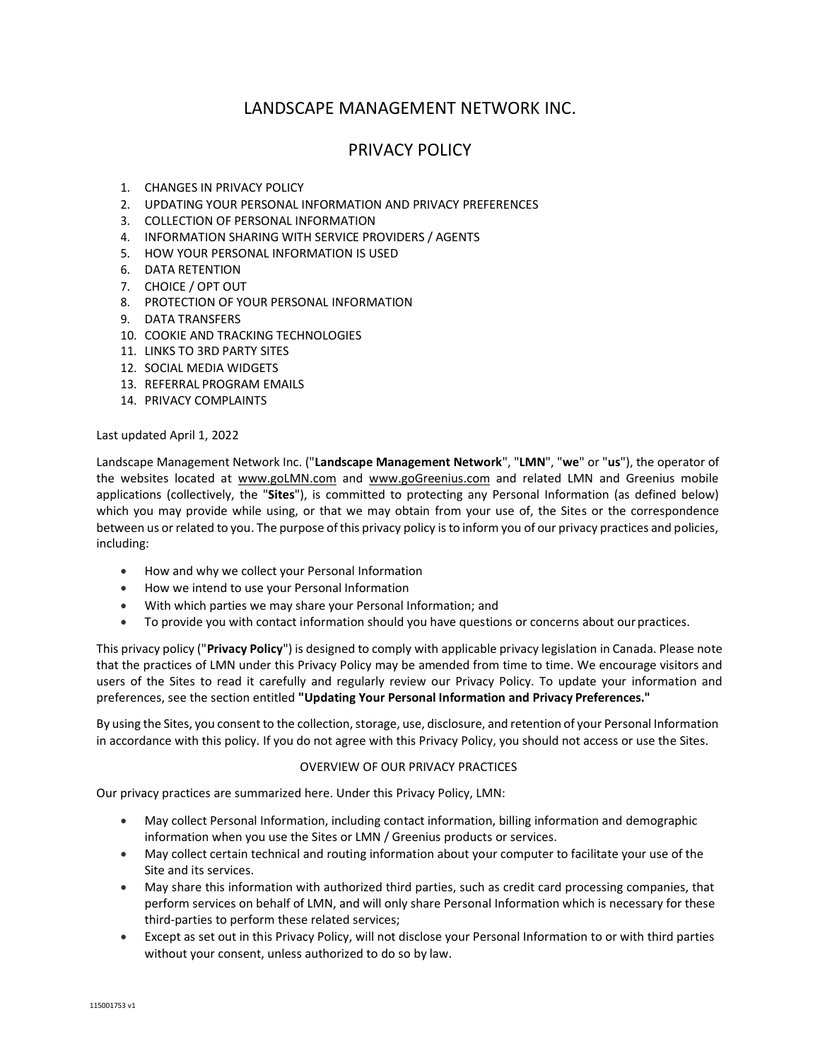# LANDSCAPE MANAGEMENT NETWORK INC.

# PRIVACY POLICY

1. CHANGES IN PRIVACY POLICY
2. UPDATING YOUR PERSONAL INFORMATION AND PRIVACY PREFERENCES
3. COLLECTION OF PERSONAL INFORMATION
4. INFORMATION SHARING WITH SERVICE PROVIDERS / AGENTS
5. HOW YOUR PERSONAL INFORMATION IS USED
6. DATA RETENTION
7. CHOICE / OPT OUT
8. PROTECTION OF YOUR PERSONAL INFORMATION
9. DATA TRANSFERS
10. COOKIE AND TRACKING TECHNOLOGIES
11. LINKS TO 3RD PARTY SITES
12. SOCIAL MEDIA WIDGETS
13. REFERRAL PROGRAM EMAILS
14. PRIVACY COMPLAINTS

Last updated April 1, 2022

Landscape Management Network Inc. ("**Landscape Management Network**", "**LMN**", "**we**" or "**us**"), the operator of the websites located at www.goLMN.com and www.goGreenius.com and related LMN and Greenius mobile applications (collectively, the "**Sites**"), is committed to protecting any Personal Information (as defined below) which you may provide while using, or that we may obtain from your use of, the Sites or the correspondence between us or related to you. The purpose of this privacy policy is to inform you of our privacy practices and policies, including:

- How and why we collect your Personal Information
- How we intend to use your Personal Information
- With which parties we may share your Personal Information; and
- To provide you with contact information should you have questions or concerns about our practices.

This privacy policy ("**Privacy Policy**") is designed to comply with applicable privacy legislation in Canada. Please note that the practices of LMN under this Privacy Policy may be amended from time to time. We encourage visitors and users of the Sites to read it carefully and regularly review our Privacy Policy. To update your information and preferences, see the section entitled **"Updating Your Personal Information and Privacy Preferences."**

By using the Sites, you consent to the collection, storage, use, disclosure, and retention of your Personal Information in accordance with this policy. If you do not agree with this Privacy Policy, you should not access or use the Sites.

## OVERVIEW OF OUR PRIVACY PRACTICES

Our privacy practices are summarized here. Under this Privacy Policy, LMN:

- May collect Personal Information, including contact information, billing information and demographic information when you use the Sites or LMN / Greenius products or services.
- May collect certain technical and routing information about your computer to facilitate your use of the Site and its services.
- May share this information with authorized third parties, such as credit card processing companies, that perform services on behalf of LMN, and will only share Personal Information which is necessary for these third-parties to perform these related services;
- Except as set out in this Privacy Policy, will not disclose your Personal Information to or with third parties without your consent, unless authorized to do so by law.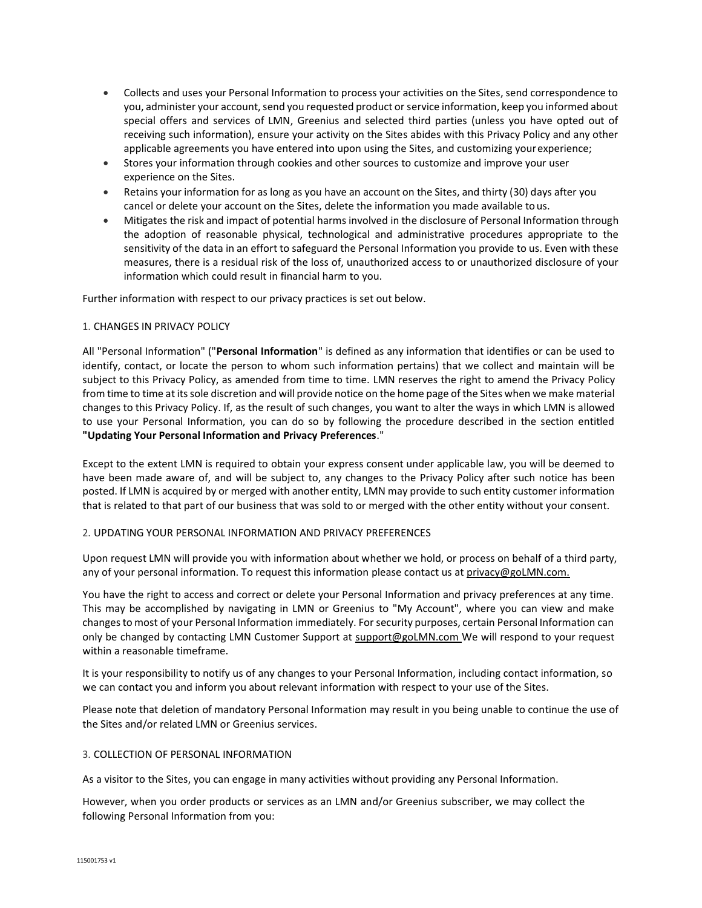- Collects and uses your Personal Information to process your activities on the Sites, send correspondence to you, administer your account, send you requested product or service information, keep you informed about special offers and services of LMN, Greenius and selected third parties (unless you have opted out of receiving such information), ensure your activity on the Sites abides with this Privacy Policy and any other applicable agreements you have entered into upon using the Sites, and customizing your experience;
- Stores your information through cookies and other sources to customize and improve your user experience on the Sites.
- Retains your information for as long as you have an account on the Sites, and thirty (30) days after you cancel or delete your account on the Sites, delete the information you made available to us.
- Mitigates the risk and impact of potential harms involved in the disclosure of Personal Information through the adoption of reasonable physical, technological and administrative procedures appropriate to the sensitivity of the data in an effort to safeguard the Personal Information you provide to us. Even with these measures, there is a residual risk of the loss of, unauthorized access to or unauthorized disclosure of your information which could result in financial harm to you.

Further information with respect to our privacy practices is set out below.

## 1. CHANGES IN PRIVACY POLICY

All "Personal Information" ("**Personal Information**" is defined as any information that identifies or can be used to identify, contact, or locate the person to whom such information pertains) that we collect and maintain will be subject to this Privacy Policy, as amended from time to time. LMN reserves the right to amend the Privacy Policy from time to time at its sole discretion and will provide notice on the home page of the Sites when we make material changes to this Privacy Policy. If, as the result of such changes, you want to alter the ways in which LMN is allowed to use your Personal Information, you can do so by following the procedure described in the section entitled **"Updating Your Personal Information and Privacy Preferences**."

Except to the extent LMN is required to obtain your express consent under applicable law, you will be deemed to have been made aware of, and will be subject to, any changes to the Privacy Policy after such notice has been posted. If LMN is acquired by or merged with another entity, LMN may provide to such entity customer information that is related to that part of our business that was sold to or merged with the other entity without your consent.

## 2. UPDATING YOUR PERSONAL INFORMATION AND PRIVACY PREFERENCES

Upon request LMN will provide you with information about whether we hold, or process on behalf of a third party, any of your personal information. To request this information please contact us at privacy@goLMN.com.

You have the right to access and correct or delete your Personal Information and privacy preferences at any time. This may be accomplished by navigating in LMN or Greenius to "My Account", where you can view and make changes to most of your Personal Information immediately. For security purposes, certain Personal Information can only be changed by contacting LMN Customer Support at support@goLMN.com We will respond to your request within a reasonable timeframe.

It is your responsibility to notify us of any changes to your Personal Information, including contact information, so we can contact you and inform you about relevant information with respect to your use of the Sites.

Please note that deletion of mandatory Personal Information may result in you being unable to continue the use of the Sites and/or related LMN or Greenius services.

## 3. COLLECTION OF PERSONAL INFORMATION

As a visitor to the Sites, you can engage in many activities without providing any Personal Information.

However, when you order products or services as an LMN and/or Greenius subscriber, we may collect the following Personal Information from you: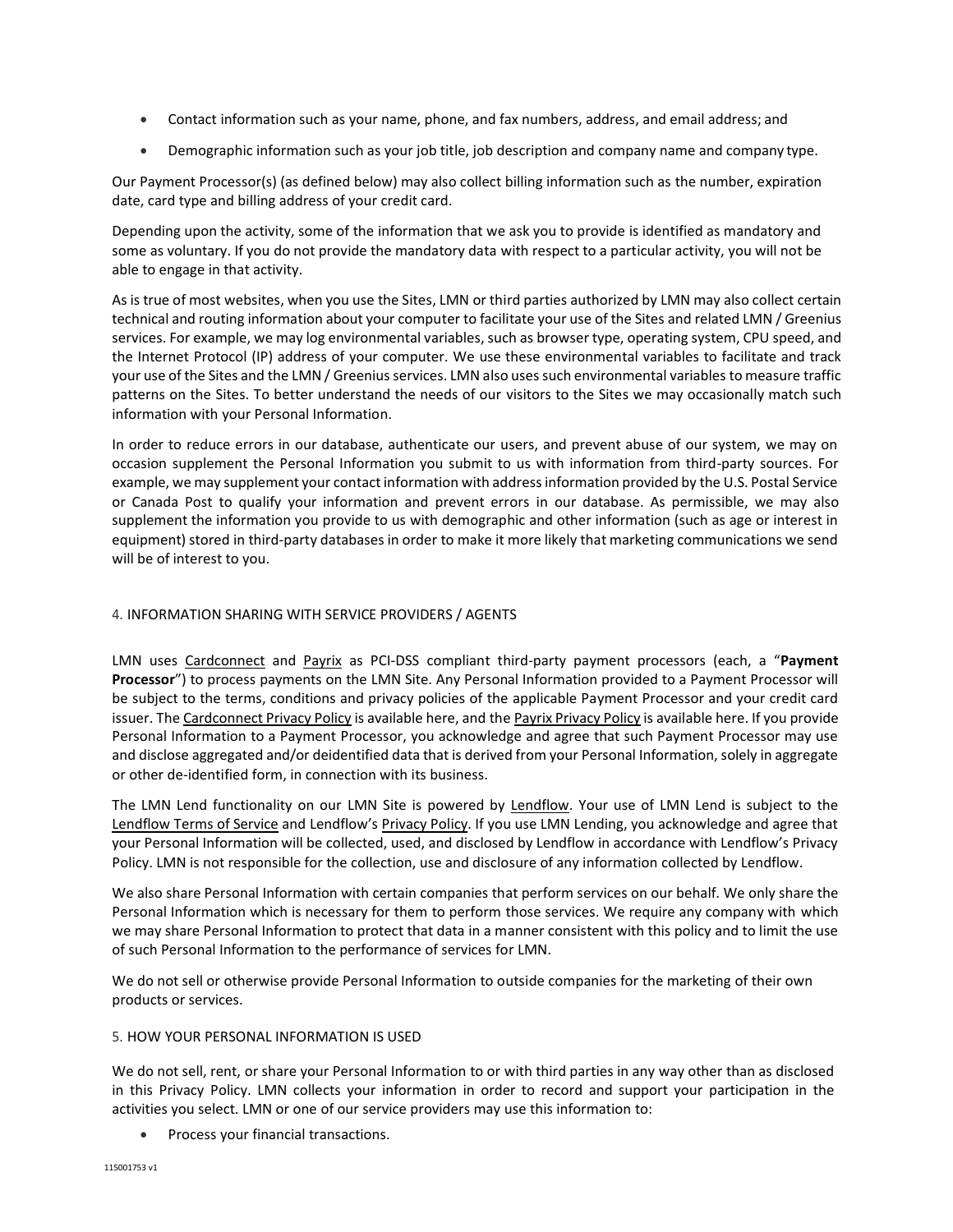- Contact information such as your name, phone, and fax numbers, address, and email address; and
- Demographic information such as your job title, job description and company name and company type.

Our Payment Processor(s) (as defined below) may also collect billing information such as the number, expiration date, card type and billing address of your credit card.

Depending upon the activity, some of the information that we ask you to provide is identified as mandatory and some as voluntary. If you do not provide the mandatory data with respect to a particular activity, you will not be able to engage in that activity.

As is true of most websites, when you use the Sites, LMN or third parties authorized by LMN may also collect certain technical and routing information about your computer to facilitate your use of the Sites and related LMN / Greenius services. For example, we may log environmental variables, such as browser type, operating system, CPU speed, and the Internet Protocol (IP) address of your computer. We use these environmental variables to facilitate and track your use of the Sites and the LMN / Greenius services. LMN also uses such environmental variables to measure traffic patterns on the Sites. To better understand the needs of our visitors to the Sites we may occasionally match such information with your Personal Information.

In order to reduce errors in our database, authenticate our users, and prevent abuse of our system, we may on occasion supplement the Personal Information you submit to us with information from third-party sources. For example, we may supplement your contact information with address information provided by the U.S. Postal Service or Canada Post to qualify your information and prevent errors in our database. As permissible, we may also supplement the information you provide to us with demographic and other information (such as age or interest in equipment) stored in third-party databases in order to make it more likely that marketing communications we send will be of interest to you.

## 4. INFORMATION SHARING WITH SERVICE PROVIDERS / AGENTS

LMN uses Cardconnect and Payrix as PCI-DSS compliant third-party payment processors (each, a "**Payment Processor**") to process payments on the LMN Site. Any Personal Information provided to a Payment Processor will be subject to the terms, conditions and privacy policies of the applicable Payment Processor and your credit card issuer. The Cardconnect Privacy Policy is available here, and the Payrix Privacy Policy is available here. If you provide Personal Information to a Payment Processor, you acknowledge and agree that such Payment Processor may use and disclose aggregated and/or deidentified data that is derived from your Personal Information, solely in aggregate or other de-identified form, in connection with its business.

The LMN Lend functionality on our LMN Site is powered by Lendflow. Your use of LMN Lend is subject to the Lendflow Terms of Service and Lendflow's Privacy Policy. If you use LMN Lending, you acknowledge and agree that your Personal Information will be collected, used, and disclosed by Lendflow in accordance with Lendflow's Privacy Policy. LMN is not responsible for the collection, use and disclosure of any information collected by Lendflow.

We also share Personal Information with certain companies that perform services on our behalf. We only share the Personal Information which is necessary for them to perform those services. We require any company with which we may share Personal Information to protect that data in a manner consistent with this policy and to limit the use of such Personal Information to the performance of services for LMN.

We do not sell or otherwise provide Personal Information to outside companies for the marketing of their own products or services.

## 5. HOW YOUR PERSONAL INFORMATION IS USED

We do not sell, rent, or share your Personal Information to or with third parties in any way other than as disclosed in this Privacy Policy. LMN collects your information in order to record and support your participation in the activities you select. LMN or one of our service providers may use this information to:

- Process your financial transactions.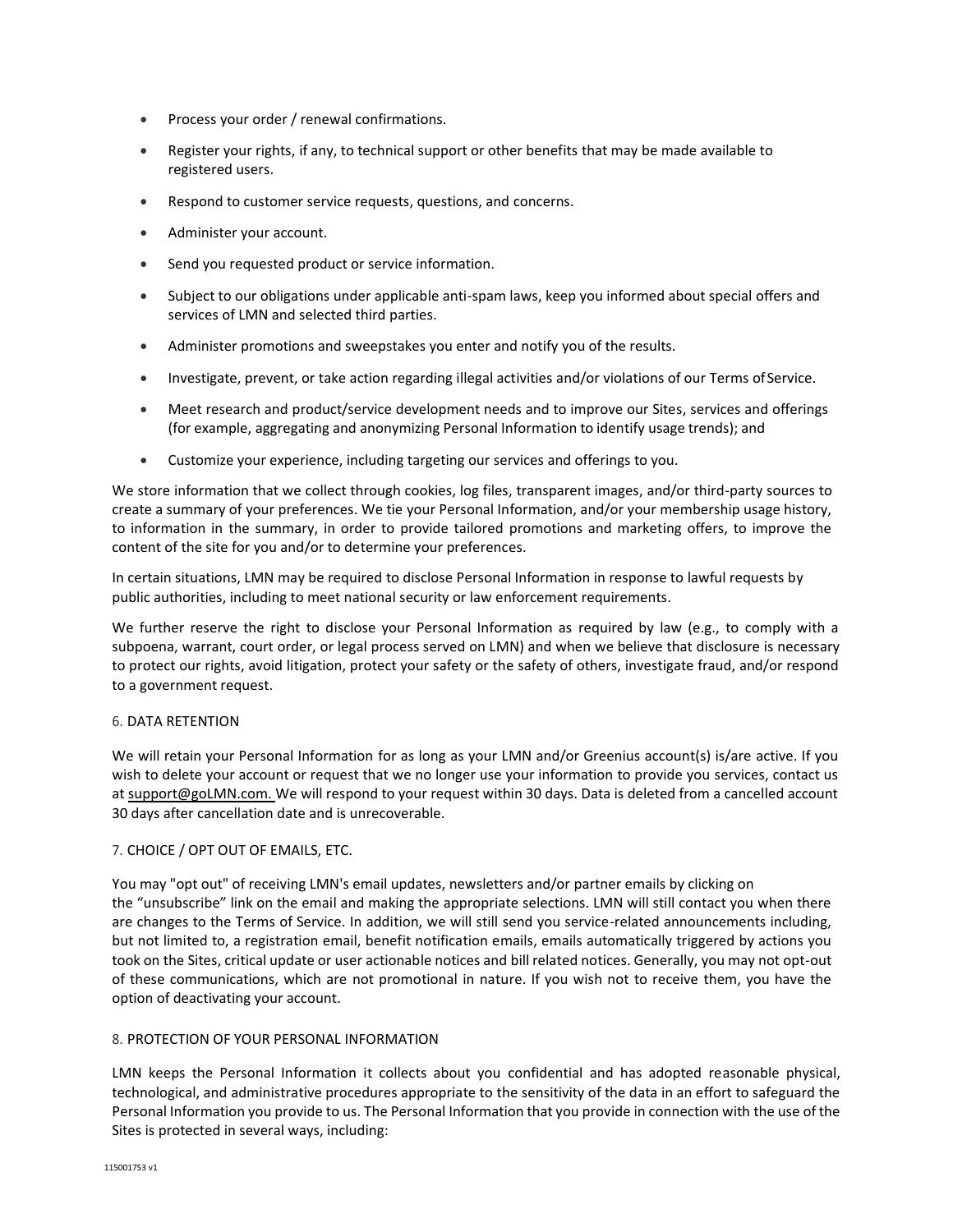- Process your order / renewal confirmations.
- Register your rights, if any, to technical support or other benefits that may be made available to registered users.
- Respond to customer service requests, questions, and concerns.
- Administer your account.
- Send you requested product or service information.
- Subject to our obligations under applicable anti-spam laws, keep you informed about special offers and services of LMN and selected third parties.
- Administer promotions and sweepstakes you enter and notify you of the results.
- Investigate, prevent, or take action regarding illegal activities and/or violations of our Terms of Service.
- Meet research and product/service development needs and to improve our Sites, services and offerings (for example, aggregating and anonymizing Personal Information to identify usage trends); and
- Customize your experience, including targeting our services and offerings to you.

We store information that we collect through cookies, log files, transparent images, and/or third-party sources to create a summary of your preferences. We tie your Personal Information, and/or your membership usage history, to information in the summary, in order to provide tailored promotions and marketing offers, to improve the content of the site for you and/or to determine your preferences.

In certain situations, LMN may be required to disclose Personal Information in response to lawful requests by public authorities, including to meet national security or law enforcement requirements.

We further reserve the right to disclose your Personal Information as required by law (e.g., to comply with a subpoena, warrant, court order, or legal process served on LMN) and when we believe that disclosure is necessary to protect our rights, avoid litigation, protect your safety or the safety of others, investigate fraud, and/or respond to a government request.

## 6. DATA RETENTION

We will retain your Personal Information for as long as your LMN and/or Greenius account(s) is/are active. If you wish to delete your account or request that we no longer use your information to provide you services, contact us at support@goLMN.com. We will respond to your request within 30 days. Data is deleted from a cancelled account 30 days after cancellation date and is unrecoverable.

## 7. CHOICE / OPT OUT OF EMAILS, ETC.

You may "opt out" of receiving LMN's email updates, newsletters and/or partner emails by clicking on the "unsubscribe" link on the email and making the appropriate selections. LMN will still contact you when there are changes to the Terms of Service. In addition, we will still send you service-related announcements including, but not limited to, a registration email, benefit notification emails, emails automatically triggered by actions you took on the Sites, critical update or user actionable notices and bill related notices. Generally, you may not opt-out of these communications, which are not promotional in nature. If you wish not to receive them, you have the option of deactivating your account.

## 8. PROTECTION OF YOUR PERSONAL INFORMATION

LMN keeps the Personal Information it collects about you confidential and has adopted reasonable physical, technological, and administrative procedures appropriate to the sensitivity of the data in an effort to safeguard the Personal Information you provide to us. The Personal Information that you provide in connection with the use of the Sites is protected in several ways, including: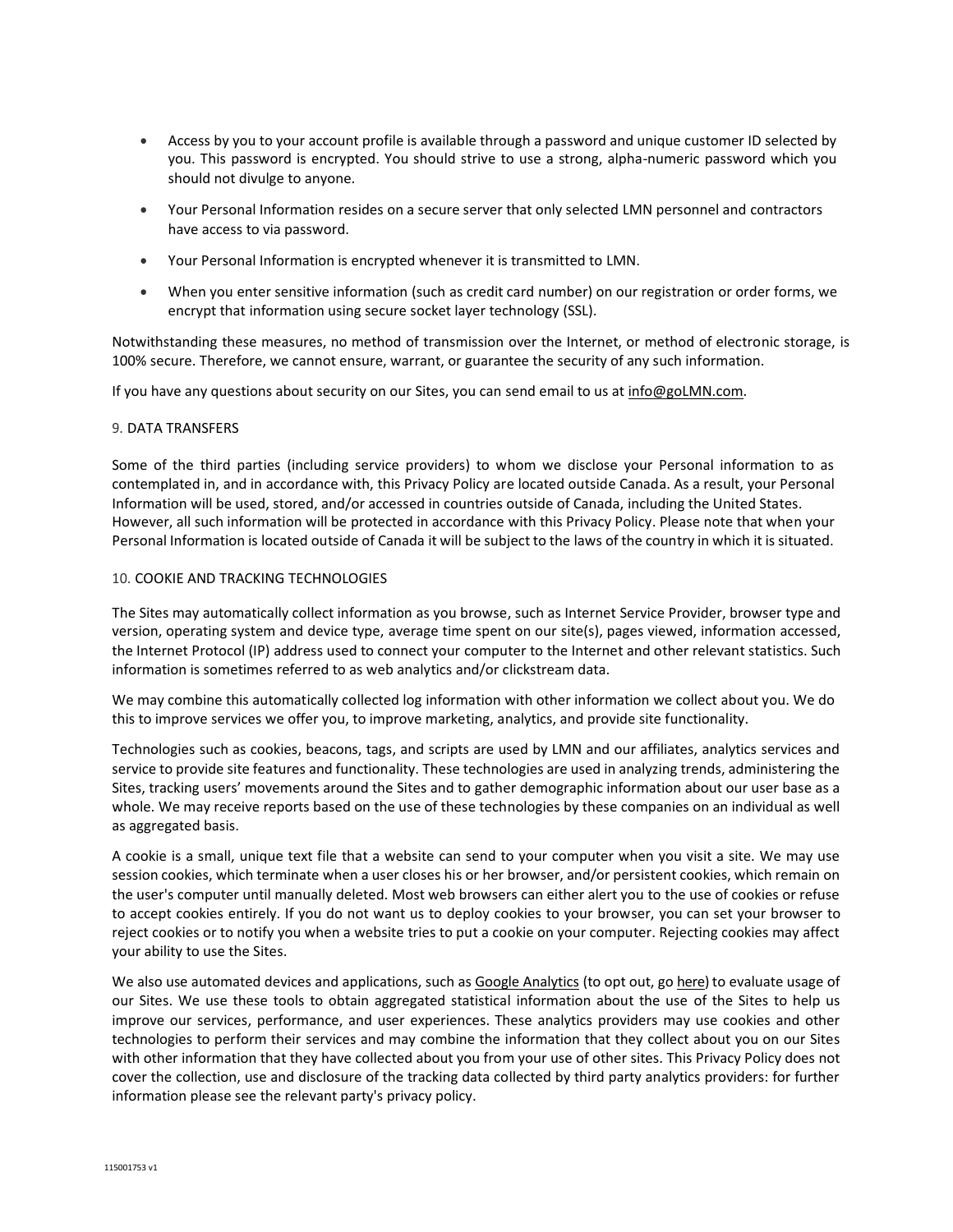- Access by you to your account profile is available through a password and unique customer ID selected by you. This password is encrypted. You should strive to use a strong, alpha-numeric password which you should not divulge to anyone.
- Your Personal Information resides on a secure server that only selected LMN personnel and contractors have access to via password.
- Your Personal Information is encrypted whenever it is transmitted to LMN.
- When you enter sensitive information (such as credit card number) on our registration or order forms, we encrypt that information using secure socket layer technology (SSL).

Notwithstanding these measures, no method of transmission over the Internet, or method of electronic storage, is 100% secure. Therefore, we cannot ensure, warrant, or guarantee the security of any such information.

If you have any questions about security on our Sites, you can send email to us at info@goLMN.com.

## 9. DATA TRANSFERS

Some of the third parties (including service providers) to whom we disclose your Personal information to as contemplated in, and in accordance with, this Privacy Policy are located outside Canada. As a result, your Personal Information will be used, stored, and/or accessed in countries outside of Canada, including the United States. However, all such information will be protected in accordance with this Privacy Policy. Please note that when your Personal Information is located outside of Canada it will be subject to the laws of the country in which it is situated.

## 10. COOKIE AND TRACKING TECHNOLOGIES

The Sites may automatically collect information as you browse, such as Internet Service Provider, browser type and version, operating system and device type, average time spent on our site(s), pages viewed, information accessed, the Internet Protocol (IP) address used to connect your computer to the Internet and other relevant statistics. Such information is sometimes referred to as web analytics and/or clickstream data.

We may combine this automatically collected log information with other information we collect about you. We do this to improve services we offer you, to improve marketing, analytics, and provide site functionality.

Technologies such as cookies, beacons, tags, and scripts are used by LMN and our affiliates, analytics services and service to provide site features and functionality. These technologies are used in analyzing trends, administering the Sites, tracking users' movements around the Sites and to gather demographic information about our user base as a whole. We may receive reports based on the use of these technologies by these companies on an individual as well as aggregated basis.

A cookie is a small, unique text file that a website can send to your computer when you visit a site. We may use session cookies, which terminate when a user closes his or her browser, and/or persistent cookies, which remain on the user's computer until manually deleted. Most web browsers can either alert you to the use of cookies or refuse to accept cookies entirely. If you do not want us to deploy cookies to your browser, you can set your browser to reject cookies or to notify you when a website tries to put a cookie on your computer. Rejecting cookies may affect your ability to use the Sites.

We also use automated devices and applications, such as Google Analytics (to opt out, go here) to evaluate usage of our Sites. We use these tools to obtain aggregated statistical information about the use of the Sites to help us improve our services, performance, and user experiences. These analytics providers may use cookies and other technologies to perform their services and may combine the information that they collect about you on our Sites with other information that they have collected about you from your use of other sites. This Privacy Policy does not cover the collection, use and disclosure of the tracking data collected by third party analytics providers: for further information please see the relevant party's privacy policy.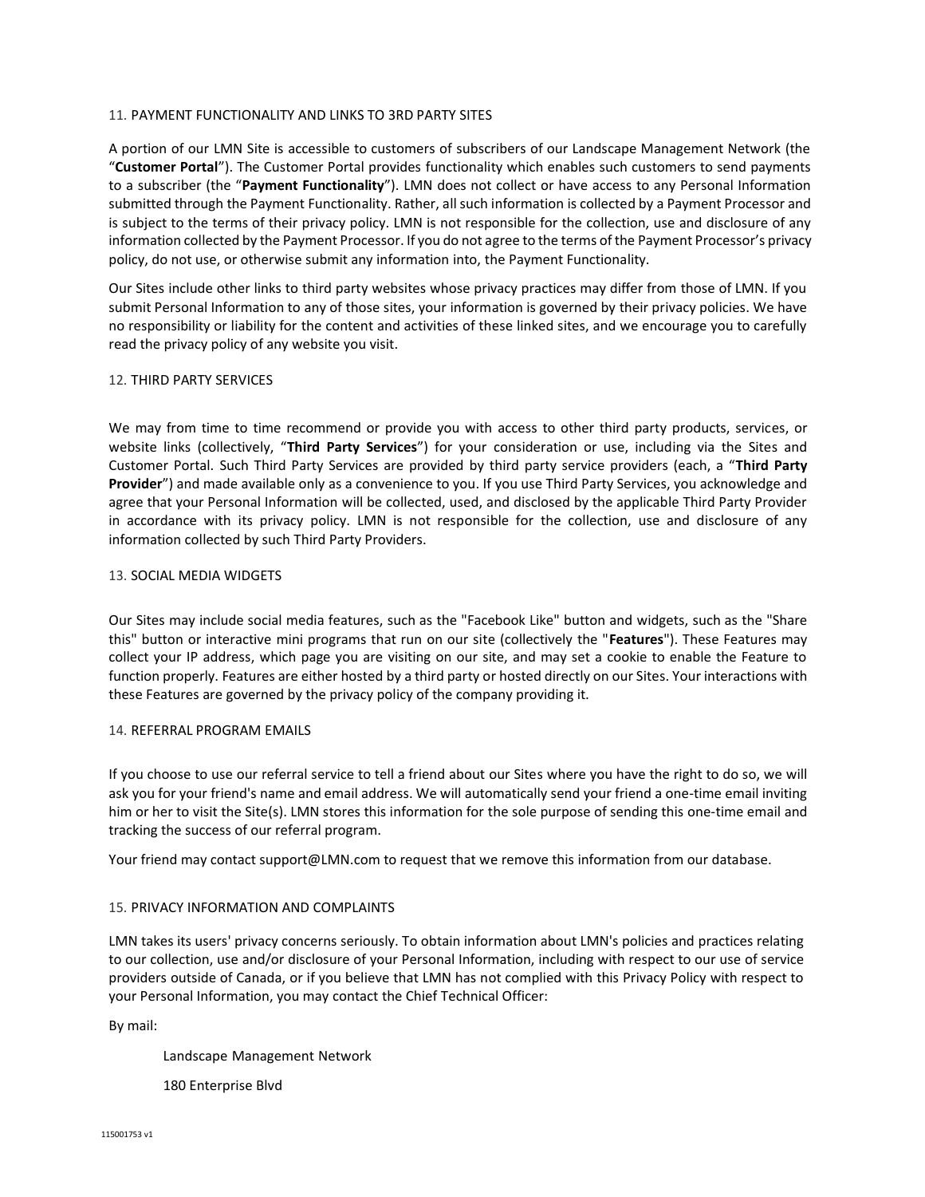## 11. PAYMENT FUNCTIONALITY AND LINKS TO 3RD PARTY SITES

A portion of our LMN Site is accessible to customers of subscribers of our Landscape Management Network (the "**Customer Portal**"). The Customer Portal provides functionality which enables such customers to send payments to a subscriber (the "**Payment Functionality**"). LMN does not collect or have access to any Personal Information submitted through the Payment Functionality. Rather, all such information is collected by a Payment Processor and is subject to the terms of their privacy policy. LMN is not responsible for the collection, use and disclosure of any information collected by the Payment Processor. If you do not agree to the terms of the Payment Processor's privacy policy, do not use, or otherwise submit any information into, the Payment Functionality.

Our Sites include other links to third party websites whose privacy practices may differ from those of LMN. If you submit Personal Information to any of those sites, your information is governed by their privacy policies. We have no responsibility or liability for the content and activities of these linked sites, and we encourage you to carefully read the privacy policy of any website you visit.

## 12. THIRD PARTY SERVICES

We may from time to time recommend or provide you with access to other third party products, services, or website links (collectively, "**Third Party Services**") for your consideration or use, including via the Sites and Customer Portal. Such Third Party Services are provided by third party service providers (each, a "**Third Party Provider**") and made available only as a convenience to you. If you use Third Party Services, you acknowledge and agree that your Personal Information will be collected, used, and disclosed by the applicable Third Party Provider in accordance with its privacy policy. LMN is not responsible for the collection, use and disclosure of any information collected by such Third Party Providers.

## 13. SOCIAL MEDIA WIDGETS

Our Sites may include social media features, such as the "Facebook Like" button and widgets, such as the "Share this" button or interactive mini programs that run on our site (collectively the "**Features**"). These Features may collect your IP address, which page you are visiting on our site, and may set a cookie to enable the Feature to function properly. Features are either hosted by a third party or hosted directly on our Sites. Your interactions with these Features are governed by the privacy policy of the company providing it.

## 14. REFERRAL PROGRAM EMAILS

If you choose to use our referral service to tell a friend about our Sites where you have the right to do so, we will ask you for your friend's name and email address. We will automatically send your friend a one-time email inviting him or her to visit the Site(s). LMN stores this information for the sole purpose of sending this one-time email and tracking the success of our referral program.

Your friend may contact support@LMN.com to request that we remove this information from our database.

## 15. PRIVACY INFORMATION AND COMPLAINTS

LMN takes its users' privacy concerns seriously. To obtain information about LMN's policies and practices relating to our collection, use and/or disclosure of your Personal Information, including with respect to our use of service providers outside of Canada, or if you believe that LMN has not complied with this Privacy Policy with respect to your Personal Information, you may contact the Chief Technical Officer:

By mail:

> Landscape Management Network
>
> 180 Enterprise Blvd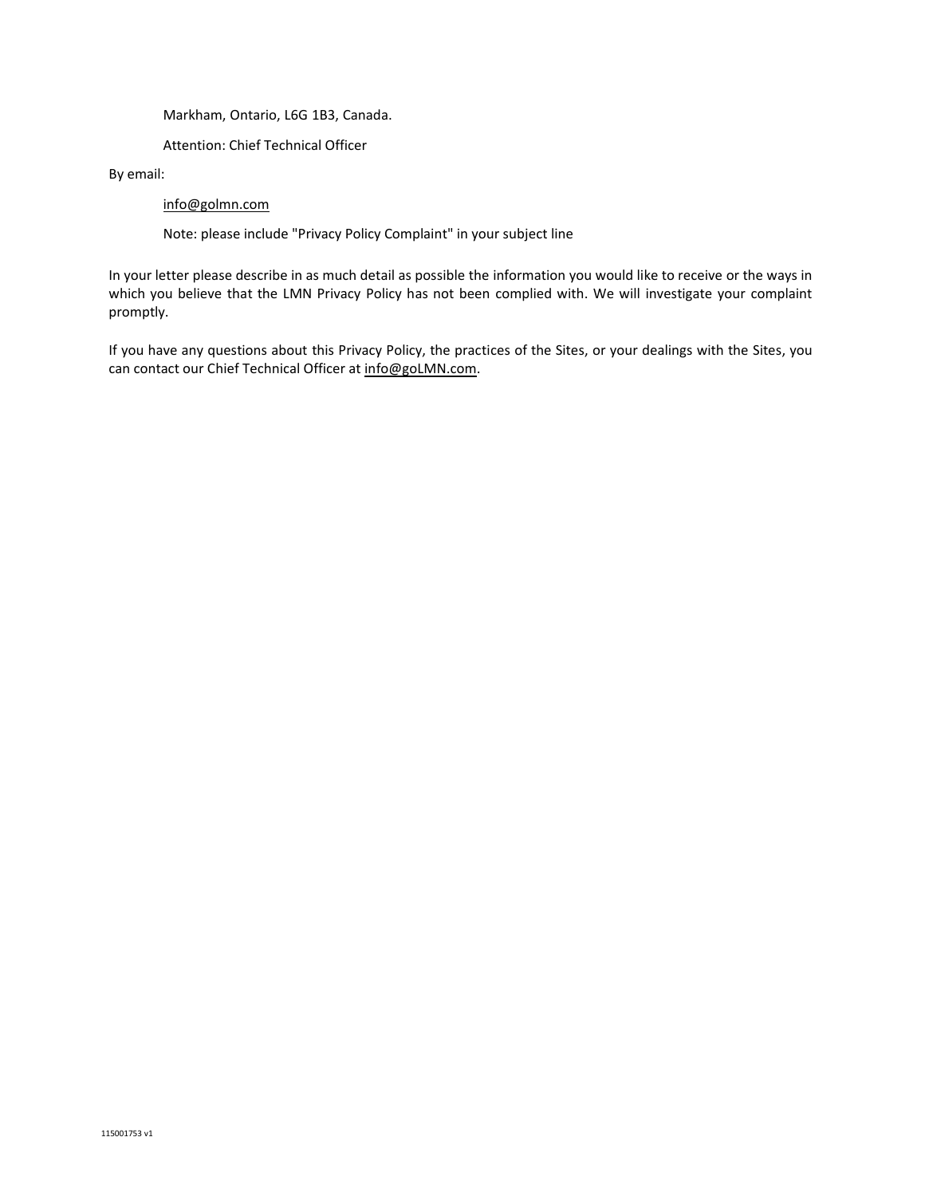Markham, Ontario, L6G 1B3, Canada.

Attention: Chief Technical Officer

By email:

info@golmn.com

Note: please include "Privacy Policy Complaint" in your subject line

In your letter please describe in as much detail as possible the information you would like to receive or the ways in which you believe that the LMN Privacy Policy has not been complied with. We will investigate your complaint promptly.

If you have any questions about this Privacy Policy, the practices of the Sites, or your dealings with the Sites, you can contact our Chief Technical Officer at info@goLMN.com.

115001753 v1